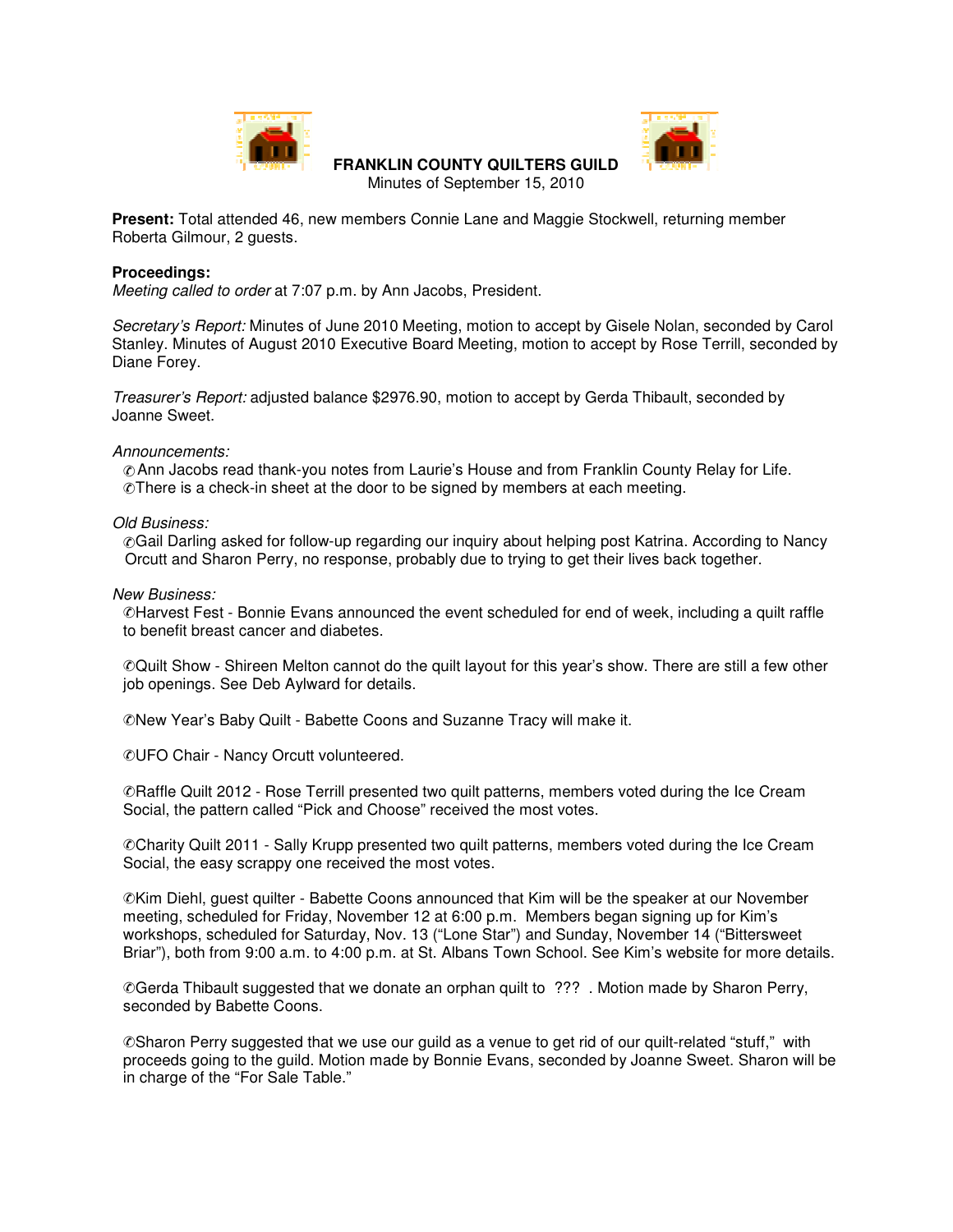# FRANKLIN COUNTY QUILTERS GUILD

Minutes of September 15, 2010

**Present:** Total attended 46, new members Connie Lane and Maggie Stockwell, returning member Roberta Gilmour, 2 guests.

**Proceedings:**

*Meeting called to order* at 7:07 p.m. by Ann Jacobs, President.

*Secretary's Report:* Minutes of June 2010 Meeting, motion to accept by Gisele Nolan, seconded by Carol Stanley. Minutes of August 2010 Executive Board Meeting, motion to accept by Rose Terrill, seconded by Diane Forey.

*Treasurer's Report:* adjusted balance $2976.90, motion to accept by Gerda Thibault, seconded by Joanne Sweet.

*Announcements:*

- Ann Jacobs read thank-you notes from Laurie's House and from Franklin County Relay for Life.
- There is a check-in sheet at the door to be signed by members at each meeting.

*Old Business:*

- Gail Darling asked for follow-up regarding our inquiry about helping post Katrina. According to Nancy Orcutt and Sharon Perry, no response, probably due to trying to get their lives back together.

*New Business:*

- Harvest Fest - Bonnie Evans announced the event scheduled for end of week, including a quilt raffle to benefit breast cancer and diabetes.

- Quilt Show - Shireen Melton cannot do the quilt layout for this year's show. There are still a few other job openings. See Deb Aylward for details.

- New Year's Baby Quilt - Babette Coons and Suzanne Tracy will make it.

- UFO Chair - Nancy Orcutt volunteered.

- Raffle Quilt 2012 - Rose Terrill presented two quilt patterns, members voted during the Ice Cream Social, the pattern called "Pick and Choose" received the most votes.

- Charity Quilt 2011 - Sally Krupp presented two quilt patterns, members voted during the Ice Cream Social, the easy scrappy one received the most votes.

- Kim Diehl, guest quilter - Babette Coons announced that Kim will be the speaker at our November meeting, scheduled for Friday, November 12 at 6:00 p.m. Members began signing up for Kim's workshops, scheduled for Saturday, Nov. 13 ("Lone Star") and Sunday, November 14 ("Bittersweet Briar"), both from 9:00 a.m. to 4:00 p.m. at St. Albans Town School. See Kim's website for more details.

- Gerda Thibault suggested that we donate an orphan quilt to ??? . Motion made by Sharon Perry, seconded by Babette Coons.

- Sharon Perry suggested that we use our guild as a venue to get rid of our quilt-related "stuff," with proceeds going to the guild. Motion made by Bonnie Evans, seconded by Joanne Sweet. Sharon will be in charge of the "For Sale Table."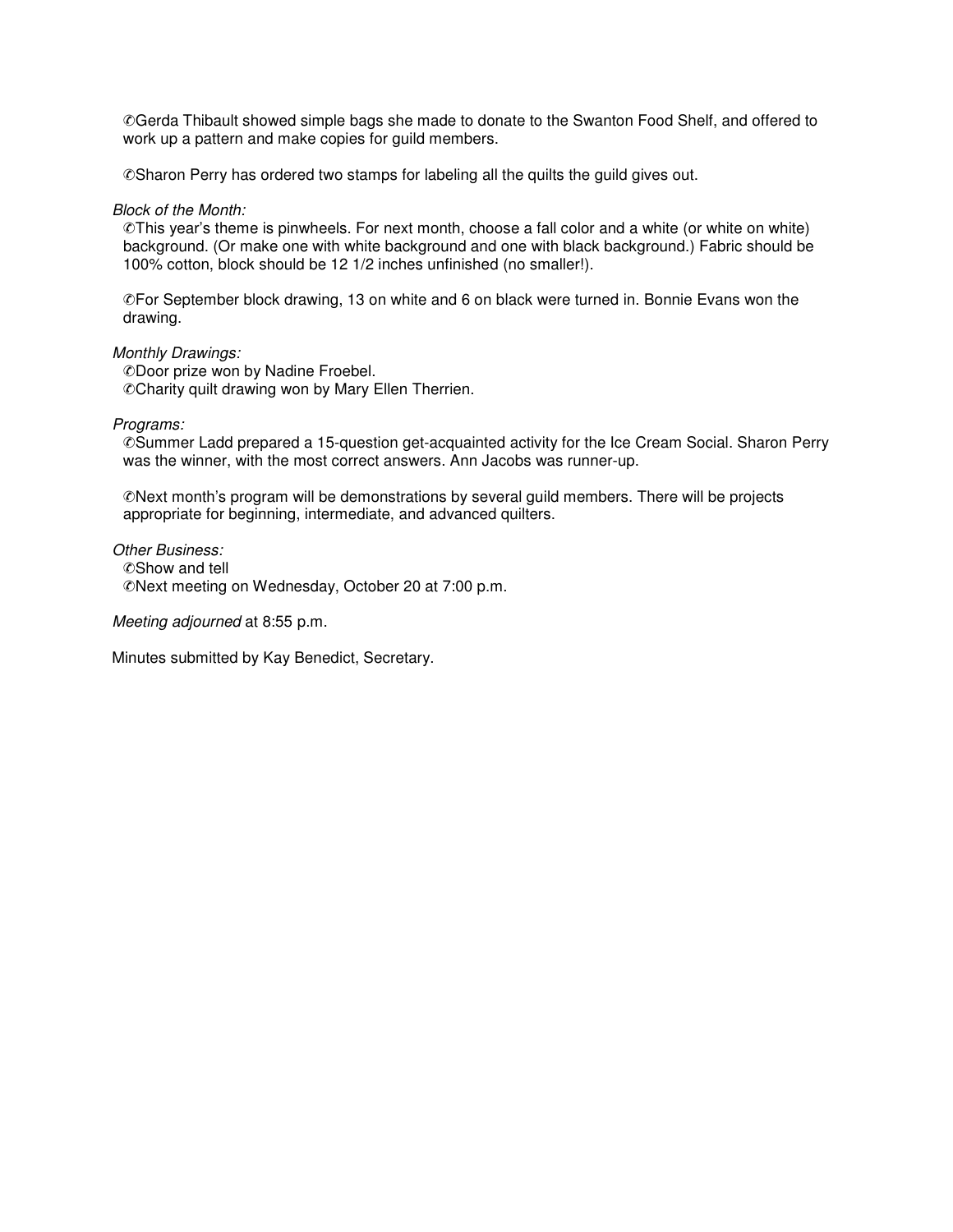- Gerda Thibault showed simple bags she made to donate to the Swanton Food Shelf, and offered to work up a pattern and make copies for guild members.

- Sharon Perry has ordered two stamps for labeling all the quilts the guild gives out.

*Block of the Month:*

- This year's theme is pinwheels. For next month, choose a fall color and a white (or white on white) background. (Or make one with white background and one with black background.) Fabric should be 100% cotton, block should be 12 1/2 inches unfinished (no smaller!).

- For September block drawing, 13 on white and 6 on black were turned in. Bonnie Evans won the drawing.

*Monthly Drawings:*

- Door prize won by Nadine Froebel.
- Charity quilt drawing won by Mary Ellen Therrien.

*Programs:*

- Summer Ladd prepared a 15-question get-acquainted activity for the Ice Cream Social. Sharon Perry was the winner, with the most correct answers. Ann Jacobs was runner-up.

- Next month's program will be demonstrations by several guild members. There will be projects appropriate for beginning, intermediate, and advanced quilters.

*Other Business:*

- Show and tell
- Next meeting on Wednesday, October 20 at 7:00 p.m.

*Meeting adjourned* at 8:55 p.m.

Minutes submitted by Kay Benedict, Secretary.